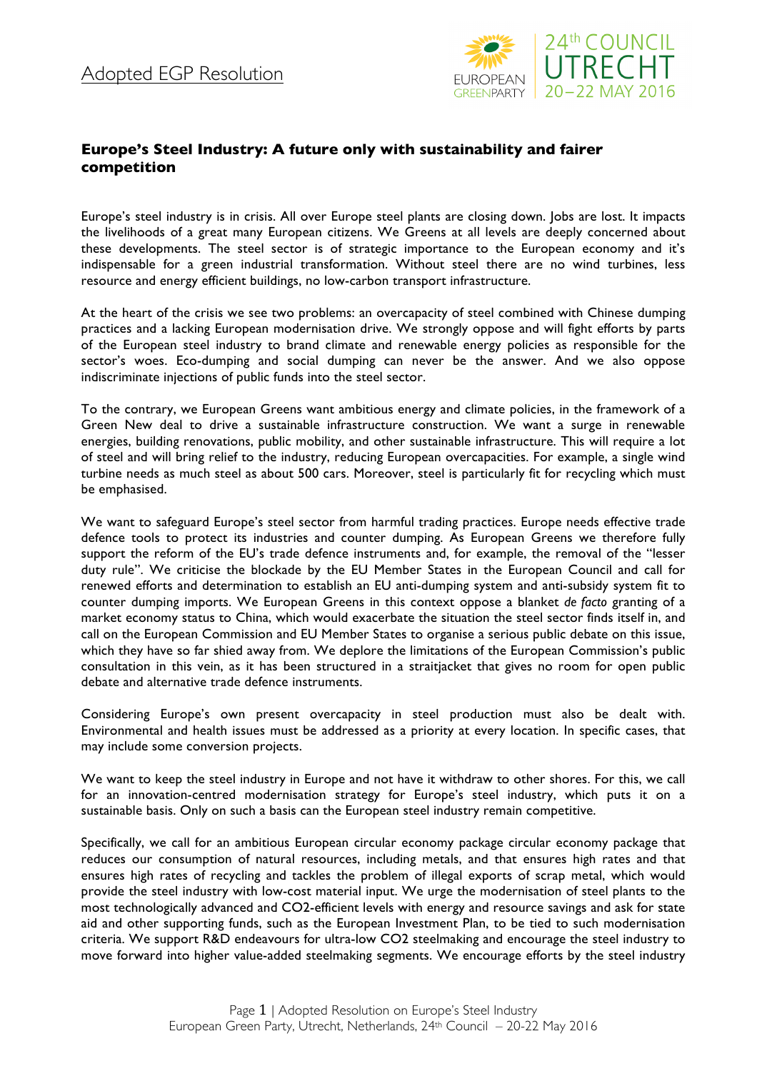Adopted EGP Resolution

## Europe's Steel Industry: A future only with sustainability and fairer competition

Europe's steel industry is in crisis. All over Europe steel plants are closing down. Jobs are lost. It impacts the livelihoods of a great many European citizens. We Greens at all levels are deeply concerned about these developments. The steel sector is of strategic importance to the European economy and it's indispensable for a green industrial transformation. Without steel there are no wind turbines, less resource and energy efficient buildings, no low-carbon transport infrastructure.

At the heart of the crisis we see two problems: an overcapacity of steel combined with Chinese dumping practices and a lacking European modernisation drive. We strongly oppose and will fight efforts by parts of the European steel industry to brand climate and renewable energy policies as responsible for the sector's woes. Eco-dumping and social dumping can never be the answer. And we also oppose indiscriminate injections of public funds into the steel sector.

To the contrary, we European Greens want ambitious energy and climate policies, in the framework of a Green New deal to drive a sustainable infrastructure construction. We want a surge in renewable energies, building renovations, public mobility, and other sustainable infrastructure. This will require a lot of steel and will bring relief to the industry, reducing European overcapacities. For example, a single wind turbine needs as much steel as about 500 cars. Moreover, steel is particularly fit for recycling which must be emphasised.

We want to safeguard Europe's steel sector from harmful trading practices. Europe needs effective trade defence tools to protect its industries and counter dumping. As European Greens we therefore fully support the reform of the EU's trade defence instruments and, for example, the removal of the "lesser duty rule". We criticise the blockade by the EU Member States in the European Council and call for renewed efforts and determination to establish an EU anti-dumping system and anti-subsidy system fit to counter dumping imports. We European Greens in this context oppose a blanket *de facto* granting of a market economy status to China, which would exacerbate the situation the steel sector finds itself in, and call on the European Commission and EU Member States to organise a serious public debate on this issue, which they have so far shied away from. We deplore the limitations of the European Commission's public consultation in this vein, as it has been structured in a straitjacket that gives no room for open public debate and alternative trade defence instruments.

Considering Europe's own present overcapacity in steel production must also be dealt with. Environmental and health issues must be addressed as a priority at every location. In specific cases, that may include some conversion projects.

We want to keep the steel industry in Europe and not have it withdraw to other shores. For this, we call for an innovation-centred modernisation strategy for Europe's steel industry, which puts it on a sustainable basis. Only on such a basis can the European steel industry remain competitive.

Specifically, we call for an ambitious European circular economy package circular economy package that reduces our consumption of natural resources, including metals, and that ensures high rates and that ensures high rates of recycling and tackles the problem of illegal exports of scrap metal, which would provide the steel industry with low-cost material input. We urge the modernisation of steel plants to the most technologically advanced and $CO_2$-efficient levels with energy and resource savings and ask for state aid and other supporting funds, such as the European Investment Plan, to be tied to such modernisation criteria. We support R&D endeavours for ultra-low $CO_2$ steelmaking and encourage the steel industry to move forward into higher value-added steelmaking segments. We encourage efforts by the steel industry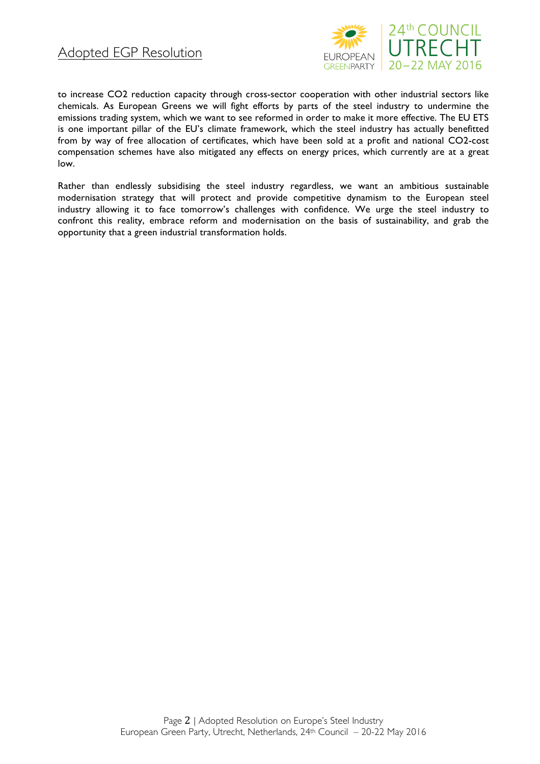to increase $CO_2$ reduction capacity through cross-sector cooperation with other industrial sectors like chemicals. As European Greens we will fight efforts by parts of the steel industry to undermine the emissions trading system, which we want to see reformed in order to make it more effective. The EU ETS is one important pillar of the EU's climate framework, which the steel industry has actually benefitted from by way of free allocation of certificates, which have been sold at a profit and national $CO_2$-cost compensation schemes have also mitigated any effects on energy prices, which currently are at a great low.

Rather than endlessly subsidising the steel industry regardless, we want an ambitious sustainable modernisation strategy that will protect and provide competitive dynamism to the European steel industry allowing it to face tomorrow's challenges with confidence. We urge the steel industry to confront this reality, embrace reform and modernisation on the basis of sustainability, and grab the opportunity that a green industrial transformation holds.